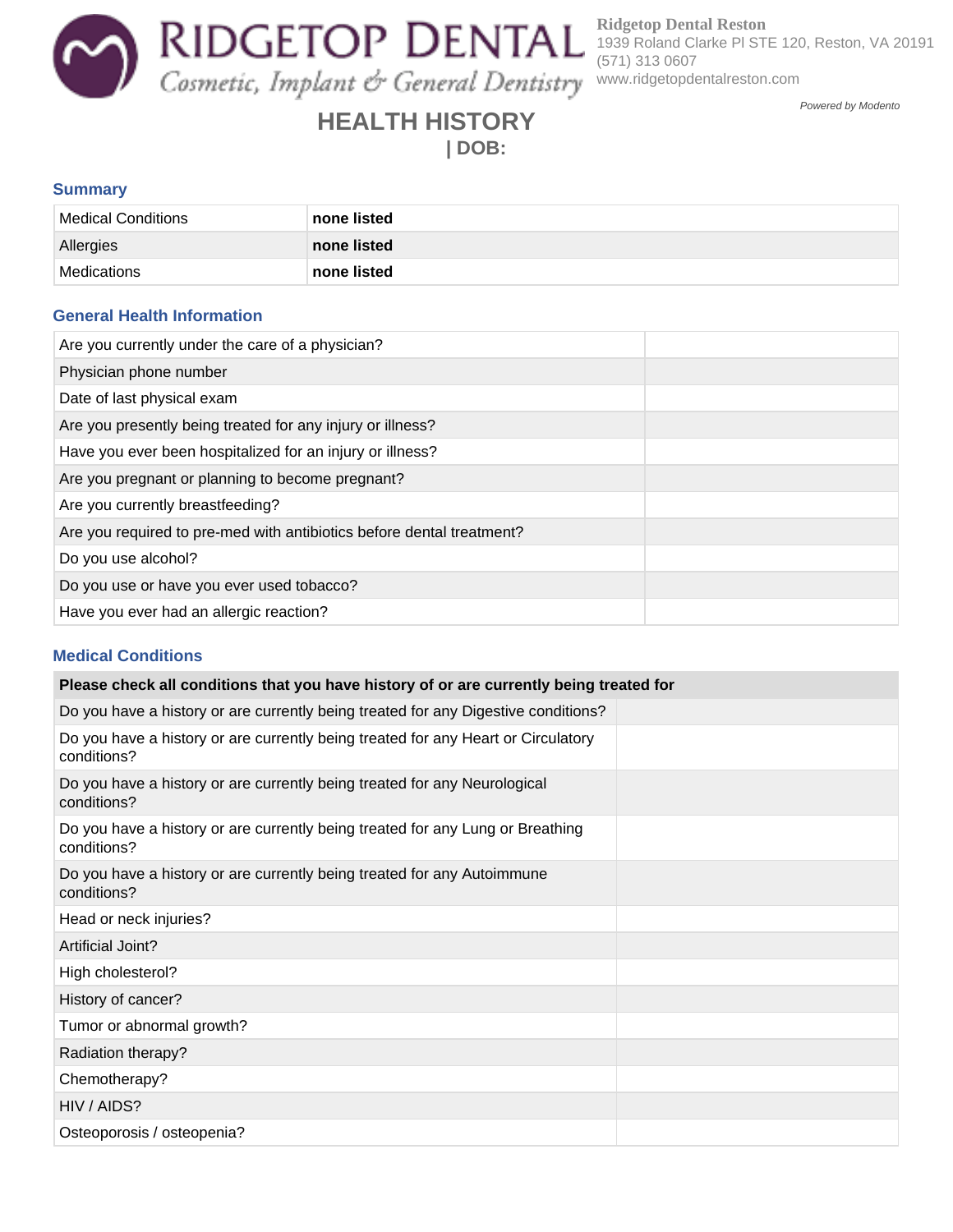# RIDGETOP DENTAL

*Cosmetic, Implant & General Dentistry*

**Ridgetop Dental Reston**
1939 Roland Clarke Pl STE 120, Reston, VA 20191
(571) 313 0607
www.ridgetopdentalreston.com

*Powered by Modento*

## HEALTH HISTORY

**| DOB:**

### Summary

| | |
|---|---|
| Medical Conditions | **none listed** |
| Allergies | **none listed** |
| Medications | **none listed** |

### General Health Information

| | |
|---|---|
| Are you currently under the care of a physician? | |
| Physician phone number | |
| Date of last physical exam | |
| Are you presently being treated for any injury or illness? | |
| Have you ever been hospitalized for an injury or illness? | |
| Are you pregnant or planning to become pregnant? | |
| Are you currently breastfeeding? | |
| Are you required to pre-med with antibiotics before dental treatment? | |
| Do you use alcohol? | |
| Do you use or have you ever used tobacco? | |
| Have you ever had an allergic reaction? | |

### Medical Conditions

| **Please check all conditions that you have history of or are currently being treated for** | |
|---|---|
| Do you have a history or are currently being treated for any Digestive conditions? | |
| Do you have a history or are currently being treated for any Heart or Circulatory conditions? | |
| Do you have a history or are currently being treated for any Neurological conditions? | |
| Do you have a history or are currently being treated for any Lung or Breathing conditions? | |
| Do you have a history or are currently being treated for any Autoimmune conditions? | |
| Head or neck injuries? | |
| Artificial Joint? | |
| High cholesterol? | |
| History of cancer? | |
| Tumor or abnormal growth? | |
| Radiation therapy? | |
| Chemotherapy? | |
| HIV / AIDS? | |
| Osteoporosis / osteopenia? | |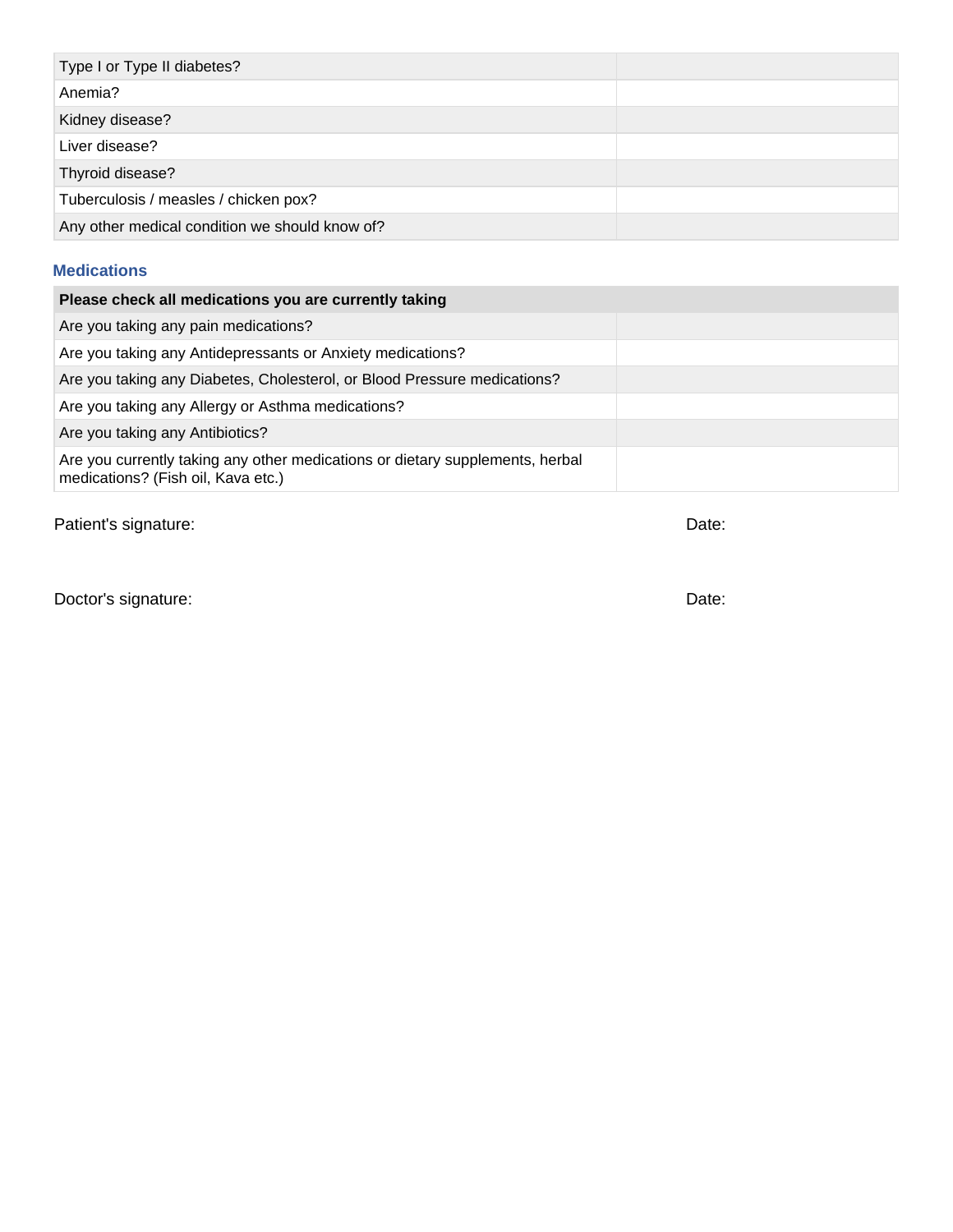| | |
|---|---|
| Type I or Type II diabetes? | |
| Anemia? | |
| Kidney disease? | |
| Liver disease? | |
| Thyroid disease? | |
| Tuberculosis / measles / chicken pox? | |
| Any other medical condition we should know of? | |

### Medications

| **Please check all medications you are currently taking** | |
|---|---|
| Are you taking any pain medications? | |
| Are you taking any Antidepressants or Anxiety medications? | |
| Are you taking any Diabetes, Cholesterol, or Blood Pressure medications? | |
| Are you taking any Allergy or Asthma medications? | |
| Are you taking any Antibiotics? | |
| Are you currently taking any other medications or dietary supplements, herbal medications? (Fish oil, Kava etc.) | |

Patient's signature: Date:

Doctor's signature: Date: